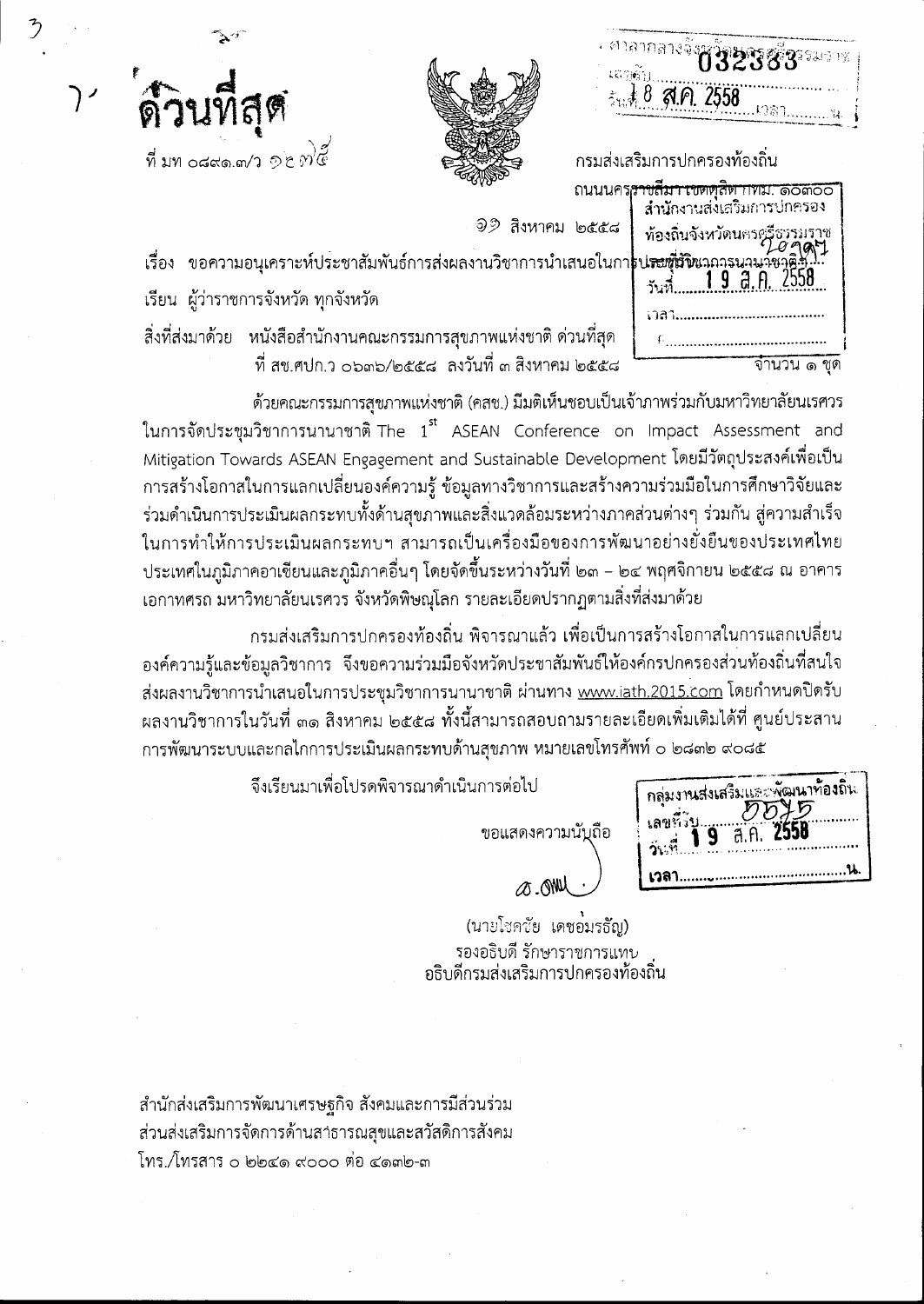ด่วนที่สุด

ที่ มท ๐๘๙๑.๓/ว ๑๖๓๕

กรมส่งเสริมการปกครองท้องถิ่น
ถนนนครราชสีมา เขตดุสิต กทม. ๑๐๓๐๐

๑๒ สิงหาคม ๒๕๕๘

เรื่อง ขอความอนุเคราะห์ประชาสัมพันธ์การส่งผลงานวิชาการนำเสนอในการประชุมวิชาการนานาชาติ

เรียน ผู้ว่าราชการจังหวัด ทุกจังหวัด

สิ่งที่ส่งมาด้วย หนังสือสำนักงานคณะกรรมการสุขภาพแห่งชาติ ด่วนที่สุด ที่ สช.ศปก.ว ๐๖๓๖/๒๕๕๘ ลงวันที่ ๓ สิงหาคม ๒๕๕๘ จำนวน ๑ ชุด

ด้วยคณะกรรมการสุขภาพแห่งชาติ (คสช.) มีมติเห็นชอบเป็นเจ้าภาพร่วมกับมหาวิทยาลัยนเรศวร ในการจัดประชุมวิชาการนานาชาติ The 1st ASEAN Conference on Impact Assessment and Mitigation Towards ASEAN Engagement and Sustainable Development โดยมีวัตถุประสงค์เพื่อเป็นการสร้างโอกาสในการแลกเปลี่ยนองค์ความรู้ ข้อมูลทางวิชาการและสร้างความร่วมมือในการศึกษาวิจัยและร่วมดำเนินการประเมินผลกระทบทั้งด้านสุขภาพและสิ่งแวดล้อมระหว่างภาคส่วนต่างๆ ร่วมกัน สู่ความสำเร็จในการทำให้การประเมินผลกระทบฯ สามารถเป็นเครื่องมือของการพัฒนาอย่างยั่งยืนของประเทศไทย ประเทศในภูมิภาคอาเซียนและภูมิภาคอื่นๆ โดยจัดขึ้นระหว่างวันที่ ๒๓ – ๒๔ พฤศจิกายน ๒๕๕๘ ณ อาคารเอกาทศรถ มหาวิทยาลัยนเรศวร จังหวัดพิษณุโลก รายละเอียดปรากฏตามสิ่งที่ส่งมาด้วย

กรมส่งเสริมการปกครองท้องถิ่น พิจารณาแล้ว เพื่อเป็นการสร้างโอกาสในการแลกเปลี่ยนองค์ความรู้และข้อมูลวิชาการ จึงขอความร่วมมือจังหวัดประชาสัมพันธ์ให้องค์กรปกครองส่วนท้องถิ่นที่สนใจส่งผลงานวิชาการนำเสนอในการประชุมวิชาการนานาชาติ ผ่านทาง www.iath.2015.com โดยกำหนดปิดรับผลงานวิชาการในวันที่ ๓๑ สิงหาคม ๒๕๕๘ ทั้งนี้สามารถสอบถามรายละเอียดเพิ่มเติมได้ที่ ศูนย์ประสานการพัฒนาระบบและกลไกการประเมินผลกระทบด้านสุขภาพ หมายเลขโทรศัพท์ ๐ ๒๘๓๒ ๙๐๘๕

จึงเรียนมาเพื่อโปรดพิจารณาดำเนินการต่อไป

ขอแสดงความนับถือ

(นายโชคชัย เดชอมรธัญ)
รองอธิบดี รักษาราชการแทน
อธิบดีกรมส่งเสริมการปกครองท้องถิ่น

สำนักส่งเสริมการพัฒนาเศรษฐกิจ สังคมและการมีส่วนร่วม
ส่วนส่งเสริมการจัดการด้านสาธารณสุขและสวัสดิการสังคม
โทร./โทรสาร ๐ ๒๒๔๑ ๙๐๐๐ ต่อ ๔๑๓๒-๓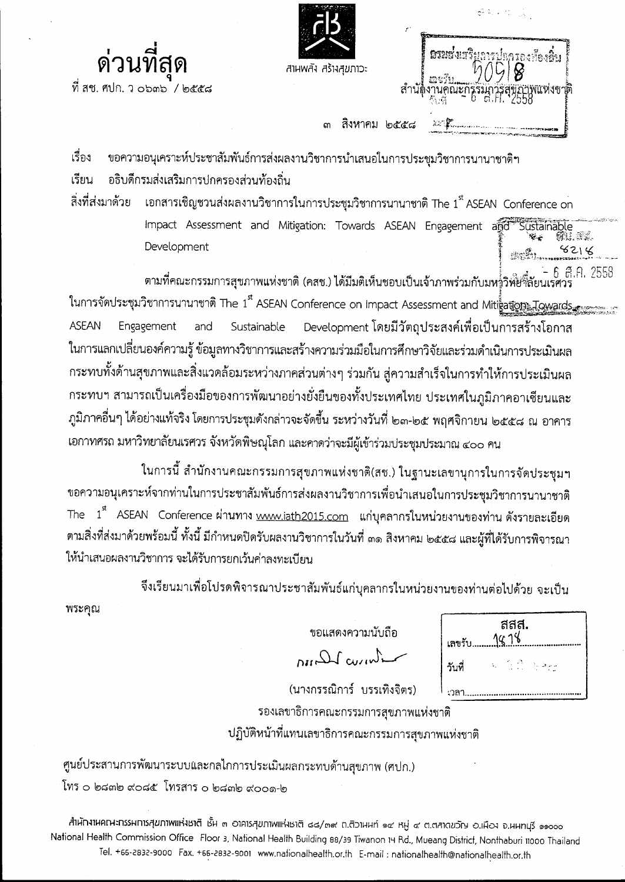# ด่วนที่สุด

ที่ สช. ศปก. ว ๐๖๓๖ / ๒๕๕๘

สานพลัง สร้างสุขภาวะ

กรมส่งเสริมการปกครองท้องถิ่น
เลขรับ 20918
วันที่ 6 ส.ค. 2558

สำนักงานคณะกรรมการสุขภาพแห่งชาติ

๓ สิงหาคม ๒๕๕๘

เรื่อง ขอความอนุเคราะห์ประชาสัมพันธ์การส่งผลงานวิชาการนำเสนอในการประชุมวิชาการนานาชาติฯ

เรียน อธิบดีกรมส่งเสริมการปกครองส่วนท้องถิ่น

สิ่งที่ส่งมาด้วย เอกสารเชิญชวนส่งผลงานวิชาการในการประชุมวิชาการนานาชาติ The 1st ASEAN Conference on Impact Assessment and Mitigation: Towards ASEAN Engagement and Sustainable Development

สน.สส.
เลขรับ 8216
วันที่ 6 ส.ค. 2558

ตามที่คณะกรรมการสุขภาพแห่งชาติ (คสช.) ได้มีมติเห็นชอบเป็นเจ้าภาพร่วมกับมหาวิทยาลัยนเรศวร ในการจัดประชุมวิชาการนานาชาติ The 1st ASEAN Conference on Impact Assessment and Mitigation: Towards ASEAN Engagement and Sustainable Development โดยมีวัตถุประสงค์เพื่อเป็นการสร้างโอกาสในการแลกเปลี่ยนองค์ความรู้ ข้อมูลทางวิชาการและสร้างความร่วมมือในการศึกษาวิจัยและร่วมดำเนินการประเมินผลกระทบทั้งด้านสุขภาพและสิ่งแวดล้อมระหว่างภาคส่วนต่างๆ ร่วมกัน สู่ความสำเร็จในการทำให้การประเมินผลกระทบฯ สามารถเป็นเครื่องมือของการพัฒนาอย่างยั่งยืนของทั้งประเทศไทย ประเทศในภูมิภาคอาเซียนและภูมิภาคอื่นๆ ได้อย่างแท้จริง โดยการประชุมดังกล่าวจะจัดขึ้น ระหว่างวันที่ ๒๓-๒๕ พฤศจิกายน ๒๕๕๘ ณ อาคารเอกาทศรถ มหาวิทยาลัยนเรศวร จังหวัดพิษณุโลก และคาดว่าจะมีผู้เข้าร่วมประชุมประมาณ ๔๐๐ คน

ในการนี้ สำนักงานคณะกรรมการสุขภาพแห่งชาติ(สช.) ในฐานะเลขานุการในการจัดประชุมฯ ขอความอนุเคราะห์จากท่านในการประชาสัมพันธ์การส่งผลงานวิชาการเพื่อนำเสนอในการประชุมวิชาการนานาชาติ The 1st ASEAN Conference ผ่านทาง www.iath2015.com แก่บุคลากรในหน่วยงานของท่าน ดังรายละเอียดตามสิ่งที่ส่งมาด้วยพร้อมนี้ ทั้งนี้ มีกำหนดปิดรับผลงานวิชาการในวันที่ ๓๑ สิงหาคม ๒๕๕๘ และผู้ที่ได้รับการพิจารณาให้นำเสนอผลงานวิชาการ จะได้รับการยกเว้นค่าลงทะเบียน

จึงเรียนมาเพื่อโปรดพิจารณาประชาสัมพันธ์แก่บุคลากรในหน่วยงานของท่านต่อไปด้วย จะเป็นพระคุณ

ขอแสดงความนับถือ

(นางกรรณิการ์ บรรเทิงจิตร)

รองเลขาธิการคณะกรรมการสุขภาพแห่งชาติ

ปฏิบัติหน้าที่แทนเลขาธิการคณะกรรมการสุขภาพแห่งชาติ

สสส.
เลขรับ 1418
วันที่
เวลา

ศูนย์ประสานการพัฒนาระบบและกลไกการประเมินผลกระทบด้านสุขภาพ (ศปก.)

โทร ๐ ๒๘๓๒ ๙๐๘๕ โทรสาร ๐ ๒๘๓๒ ๙๐๐๑-๒

สำนักงานคณะกรรมการสุขภาพแห่งชาติ ชั้น ๓ อาคารสุขภาพแห่งชาติ ๘๘/๓๙ ถ.ติวานนท์ ๑๔ หมู่ ๔ ต.ตลาดขวัญ อ.เมือง จ.นนทบุรี ๑๑๐๐๐
National Health Commission Office Floor 3, National Health Building 88/39 Tiwanon 14 Rd., Mueang District, Nonthaburi 11000 Thailand
Tel. +66-2832-9000 Fax. +66-2832-9001 www.nationalhealth.or.th E-mail : nationalhealth@nationalhealth.or.th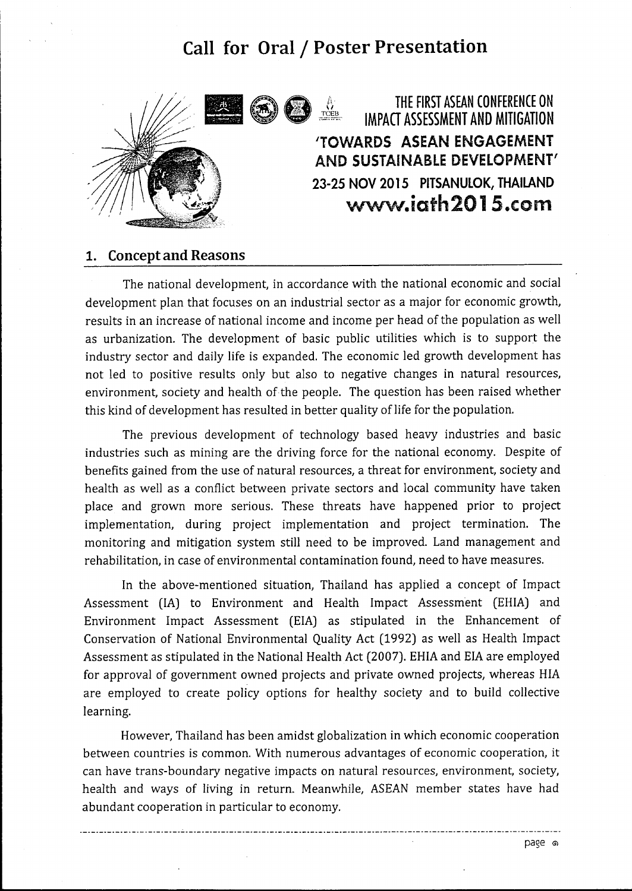# Call for Oral / Poster Presentation

THE FIRST ASEAN CONFERENCE ON IMPACT ASSESSMENT AND MITIGATION

'TOWARDS ASEAN ENGAGEMENT AND SUSTAINABLE DEVELOPMENT'

23-25 NOV 2015 PITSANULOK, THAILAND

www.iath2015.com

## 1. Concept and Reasons

The national development, in accordance with the national economic and social development plan that focuses on an industrial sector as a major for economic growth, results in an increase of national income and income per head of the population as well as urbanization. The development of basic public utilities which is to support the industry sector and daily life is expanded. The economic led growth development has not led to positive results only but also to negative changes in natural resources, environment, society and health of the people. The question has been raised whether this kind of development has resulted in better quality of life for the population.

The previous development of technology based heavy industries and basic industries such as mining are the driving force for the national economy. Despite of benefits gained from the use of natural resources, a threat for environment, society and health as well as a conflict between private sectors and local community have taken place and grown more serious. These threats have happened prior to project implementation, during project implementation and project termination. The monitoring and mitigation system still need to be improved. Land management and rehabilitation, in case of environmental contamination found, need to have measures.

In the above-mentioned situation, Thailand has applied a concept of Impact Assessment (IA) to Environment and Health Impact Assessment (EHIA) and Environment Impact Assessment (EIA) as stipulated in the Enhancement of Conservation of National Environmental Quality Act (1992) as well as Health Impact Assessment as stipulated in the National Health Act (2007). EHIA and EIA are employed for approval of government owned projects and private owned projects, whereas HIA are employed to create policy options for healthy society and to build collective learning.

However, Thailand has been amidst globalization in which economic cooperation between countries is common. With numerous advantages of economic cooperation, it can have trans-boundary negative impacts on natural resources, environment, society, health and ways of living in return. Meanwhile, ASEAN member states have had abundant cooperation in particular to economy.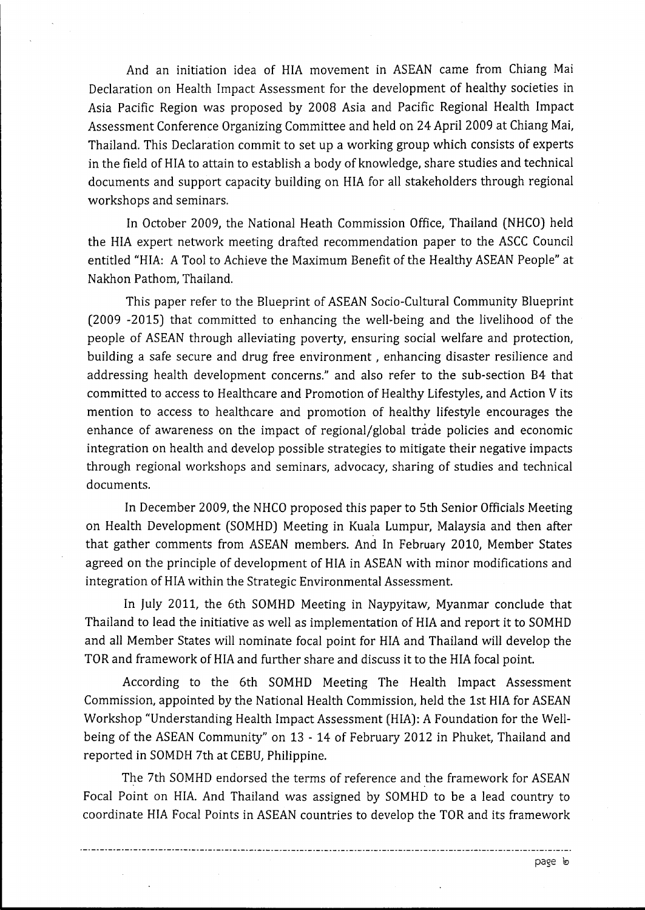And an initiation idea of HIA movement in ASEAN came from Chiang Mai Declaration on Health Impact Assessment for the development of healthy societies in Asia Pacific Region was proposed by 2008 Asia and Pacific Regional Health Impact Assessment Conference Organizing Committee and held on 24 April 2009 at Chiang Mai, Thailand. This Declaration commit to set up a working group which consists of experts in the field of HIA to attain to establish a body of knowledge, share studies and technical documents and support capacity building on HIA for all stakeholders through regional workshops and seminars.

In October 2009, the National Heath Commission Office, Thailand (NHCO) held the HIA expert network meeting drafted recommendation paper to the ASCC Council entitled "HIA: A Tool to Achieve the Maximum Benefit of the Healthy ASEAN People" at Nakhon Pathom, Thailand.

This paper refer to the Blueprint of ASEAN Socio-Cultural Community Blueprint (2009 -2015) that committed to enhancing the well-being and the livelihood of the people of ASEAN through alleviating poverty, ensuring social welfare and protection, building a safe secure and drug free environment , enhancing disaster resilience and addressing health development concerns." and also refer to the sub-section B4 that committed to access to Healthcare and Promotion of Healthy Lifestyles, and Action V its mention to access to healthcare and promotion of healthy lifestyle encourages the enhance of awareness on the impact of regional/global trade policies and economic integration on health and develop possible strategies to mitigate their negative impacts through regional workshops and seminars, advocacy, sharing of studies and technical documents.

In December 2009, the NHCO proposed this paper to 5th Senior Officials Meeting on Health Development (SOMHD) Meeting in Kuala Lumpur, Malaysia and then after that gather comments from ASEAN members. And In February 2010, Member States agreed on the principle of development of HIA in ASEAN with minor modifications and integration of HIA within the Strategic Environmental Assessment.

In July 2011, the 6th SOMHD Meeting in Naypyitaw, Myanmar conclude that Thailand to lead the initiative as well as implementation of HIA and report it to SOMHD and all Member States will nominate focal point for HIA and Thailand will develop the TOR and framework of HIA and further share and discuss it to the HIA focal point.

According to the 6th SOMHD Meeting The Health Impact Assessment Commission, appointed by the National Health Commission, held the 1st HIA for ASEAN Workshop "Understanding Health Impact Assessment (HIA): A Foundation for the Well-being of the ASEAN Community" on 13 - 14 of February 2012 in Phuket, Thailand and reported in SOMDH 7th at CEBU, Philippine.

The 7th SOMHD endorsed the terms of reference and the framework for ASEAN Focal Point on HIA. And Thailand was assigned by SOMHD to be a lead country to coordinate HIA Focal Points in ASEAN countries to develop the TOR and its framework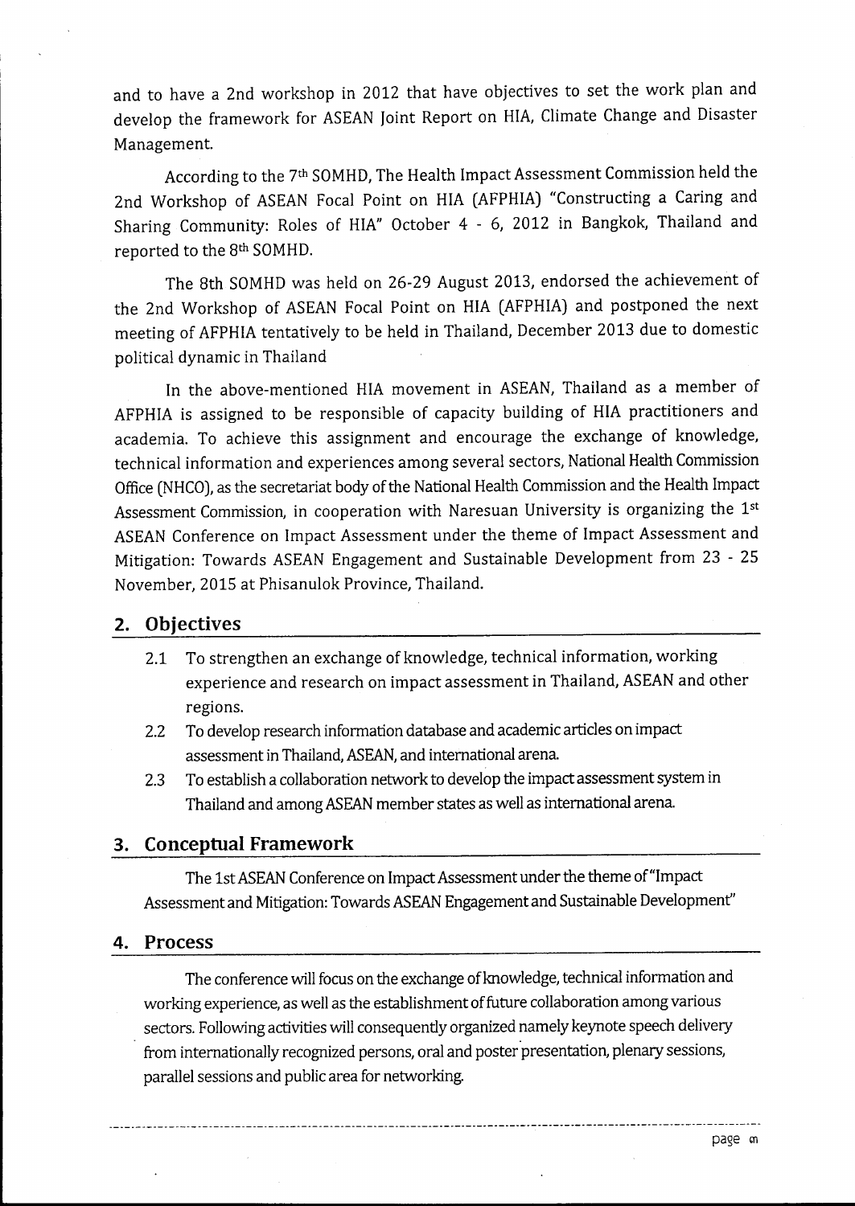and to have a 2nd workshop in 2012 that have objectives to set the work plan and develop the framework for ASEAN Joint Report on HIA, Climate Change and Disaster Management.

According to the 7th SOMHD, The Health Impact Assessment Commission held the 2nd Workshop of ASEAN Focal Point on HIA (AFPHIA) "Constructing a Caring and Sharing Community: Roles of HIA" October 4 - 6, 2012 in Bangkok, Thailand and reported to the 8th SOMHD.

The 8th SOMHD was held on 26-29 August 2013, endorsed the achievement of the 2nd Workshop of ASEAN Focal Point on HIA (AFPHIA) and postponed the next meeting of AFPHIA tentatively to be held in Thailand, December 2013 due to domestic political dynamic in Thailand

In the above-mentioned HIA movement in ASEAN, Thailand as a member of AFPHIA is assigned to be responsible of capacity building of HIA practitioners and academia. To achieve this assignment and encourage the exchange of knowledge, technical information and experiences among several sectors, National Health Commission Office (NHCO), as the secretariat body of the National Health Commission and the Health Impact Assessment Commission, in cooperation with Naresuan University is organizing the 1st ASEAN Conference on Impact Assessment under the theme of Impact Assessment and Mitigation: Towards ASEAN Engagement and Sustainable Development from 23 - 25 November, 2015 at Phisanulok Province, Thailand.

## 2. Objectives

2.1 To strengthen an exchange of knowledge, technical information, working experience and research on impact assessment in Thailand, ASEAN and other regions.

2.2 To develop research information database and academic articles on impact assessment in Thailand, ASEAN, and international arena.

2.3 To establish a collaboration network to develop the impact assessment system in Thailand and among ASEAN member states as well as international arena.

## 3. Conceptual Framework

The 1st ASEAN Conference on Impact Assessment under the theme of "Impact Assessment and Mitigation: Towards ASEAN Engagement and Sustainable Development"

## 4. Process

The conference will focus on the exchange of knowledge, technical information and working experience, as well as the establishment of future collaboration among various sectors. Following activities will consequently organized namely keynote speech delivery from internationally recognized persons, oral and poster presentation, plenary sessions, parallel sessions and public area for networking.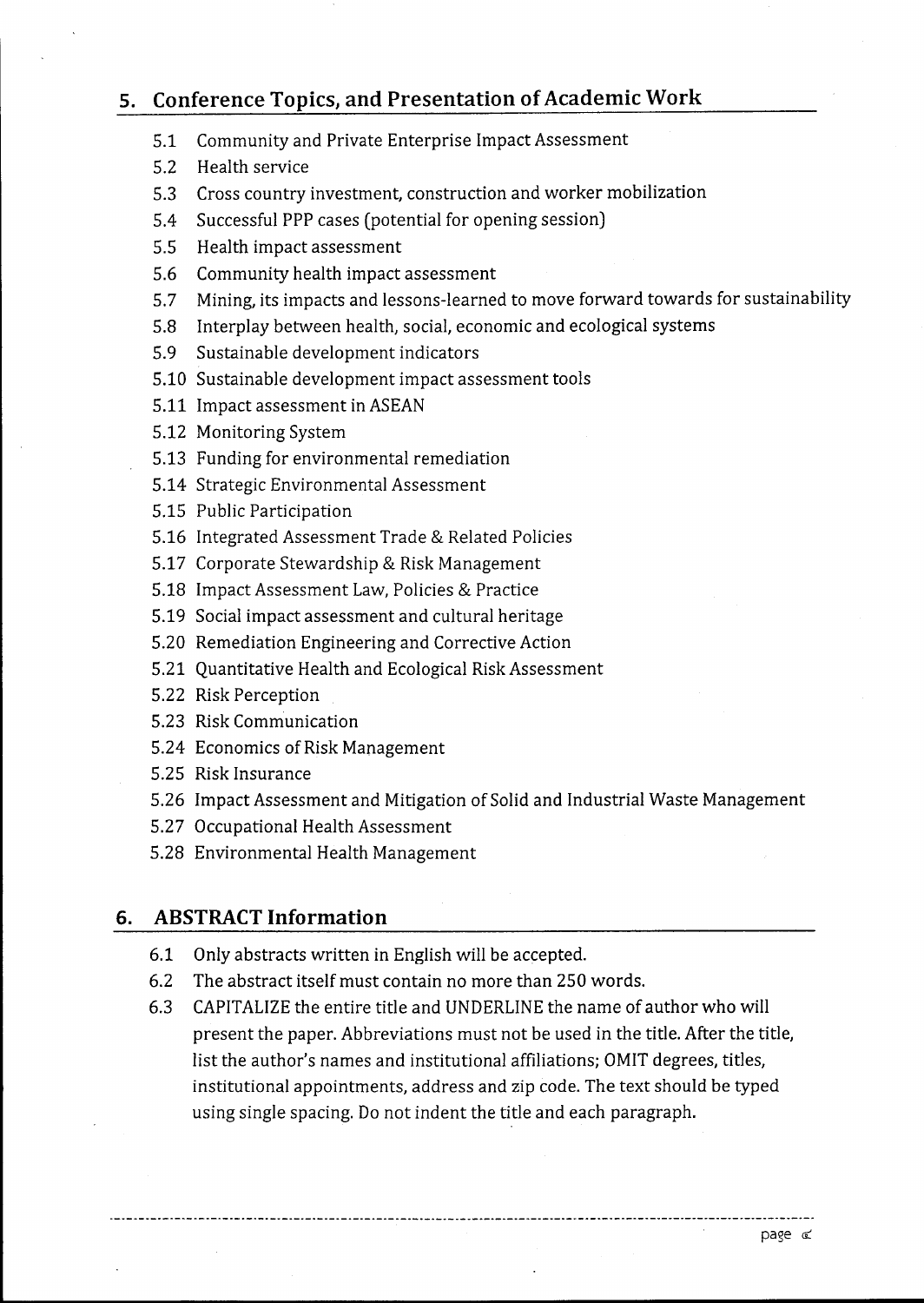## 5. Conference Topics, and Presentation of Academic Work

- 5.1 Community and Private Enterprise Impact Assessment
- 5.2 Health service
- 5.3 Cross country investment, construction and worker mobilization
- 5.4 Successful PPP cases (potential for opening session)
- 5.5 Health impact assessment
- 5.6 Community health impact assessment
- 5.7 Mining, its impacts and lessons-learned to move forward towards for sustainability
- 5.8 Interplay between health, social, economic and ecological systems
- 5.9 Sustainable development indicators
- 5.10 Sustainable development impact assessment tools
- 5.11 Impact assessment in ASEAN
- 5.12 Monitoring System
- 5.13 Funding for environmental remediation
- 5.14 Strategic Environmental Assessment
- 5.15 Public Participation
- 5.16 Integrated Assessment Trade & Related Policies
- 5.17 Corporate Stewardship & Risk Management
- 5.18 Impact Assessment Law, Policies & Practice
- 5.19 Social impact assessment and cultural heritage
- 5.20 Remediation Engineering and Corrective Action
- 5.21 Quantitative Health and Ecological Risk Assessment
- 5.22 Risk Perception
- 5.23 Risk Communication
- 5.24 Economics of Risk Management
- 5.25 Risk Insurance
- 5.26 Impact Assessment and Mitigation of Solid and Industrial Waste Management
- 5.27 Occupational Health Assessment
- 5.28 Environmental Health Management

## 6. ABSTRACT Information

- 6.1 Only abstracts written in English will be accepted.
- 6.2 The abstract itself must contain no more than 250 words.
- 6.3 CAPITALIZE the entire title and UNDERLINE the name of author who will present the paper. Abbreviations must not be used in the title. After the title, list the author's names and institutional affiliations; OMIT degrees, titles, institutional appointments, address and zip code. The text should be typed using single spacing. Do not indent the title and each paragraph.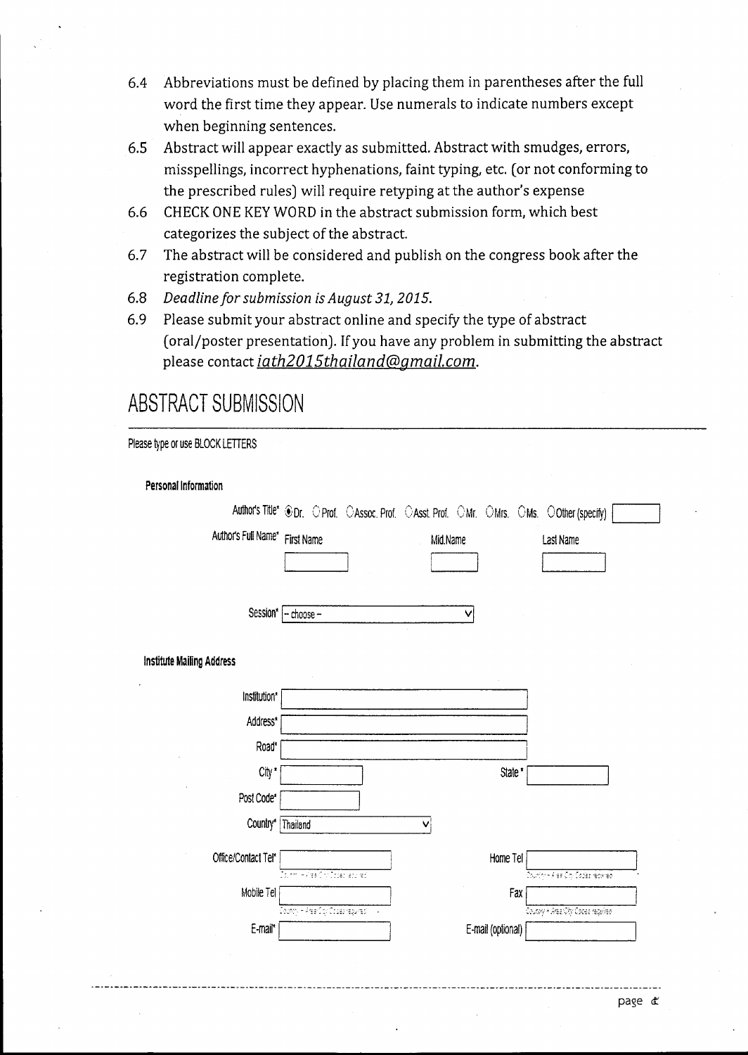6.4 Abbreviations must be defined by placing them in parentheses after the full word the first time they appear. Use numerals to indicate numbers except when beginning sentences.

6.5 Abstract will appear exactly as submitted. Abstract with smudges, errors, misspellings, incorrect hyphenations, faint typing, etc. (or not conforming to the prescribed rules) will require retyping at the author's expense

6.6 CHECK ONE KEY WORD in the abstract submission form, which best categorizes the subject of the abstract.

6.7 The abstract will be considered and publish on the congress book after the registration complete.

6.8 *Deadline for submission is August 31, 2015.*

6.9 Please submit your abstract online and specify the type of abstract (oral/poster presentation). If you have any problem in submitting the abstract please contact *iath2015thailand@gmail.com*.

# ABSTRACT SUBMISSION

Please type or use BLOCK LETTERS

**Personal Information**

Author's Title* ◉ Dr. ○ Prof. ○ Assoc. Prof. ○ Asst. Prof. ○ Mr. ○ Mrs. ○ Ms. ○ Other (specify) [ ]

Author's Full Name* First Name [ ] Mid.Name [ ] Last Name [ ]

Session* [ -- choose -- ]

**Institute Mailing Address**

Institution* [ ]

Address* [ ]

Road* [ ]

City* [ ] State* [ ]

Post Code* [ ]

Country* [ Thailand ]

Office/Contact Tel* [ ] (Country + Area City Codes required) Home Tel [ ] (Country + Area City Codes required)

Mobile Tel [ ] (Country + Area City Codes required) Fax [ ] (Country + Area City Codes required)

E-mail* [ ] E-mail (optional) [ ]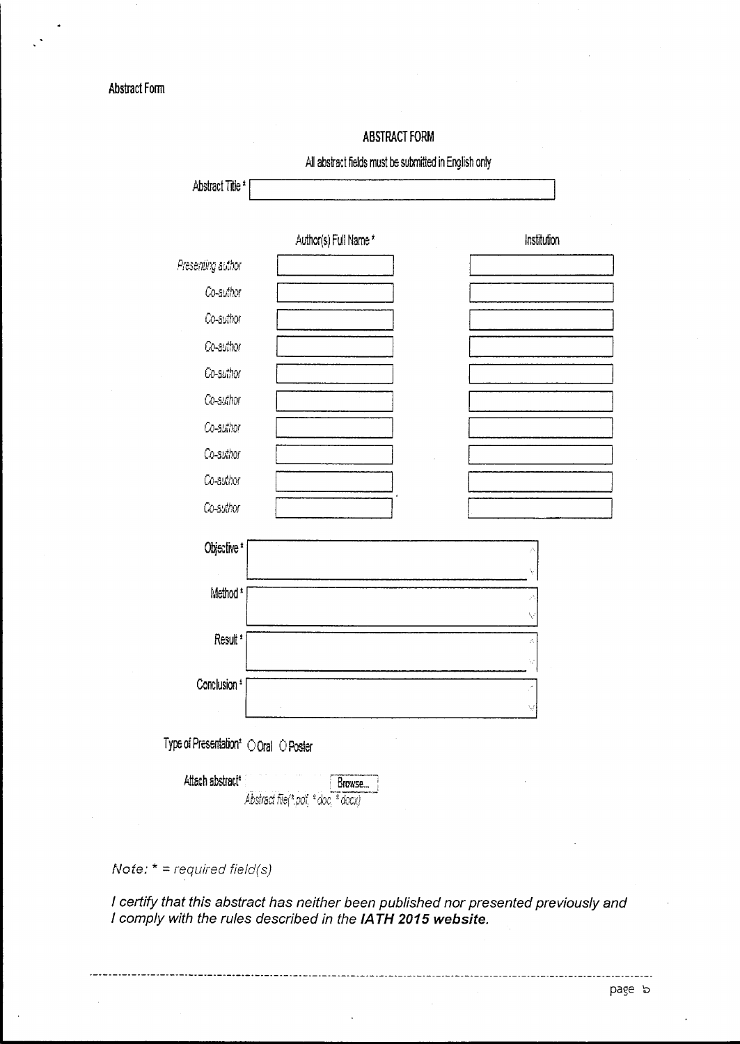Abstract Form

## ABSTRACT FORM

All abstract fields must be submitted in English only

Abstract Title *

| | Author(s) Full Name * | Institution |
|---|---|---|
| *Presenting author* | | |
| *Co-author* | | |
| *Co-author* | | |
| *Co-author* | | |
| *Co-author* | | |
| *Co-author* | | |
| *Co-author* | | |
| *Co-author* | | |
| *Co-author* | | |
| *Co-author* | | |

Objective *

Method *

Result *

Conclusion *

Type of Presentation* ○ Oral ○ Poster

Attach abstract* Browse...

*Abstract file(*.pdf, *.doc, *.docx)*

*Note: * = required field(s)*

*I certify that this abstract has neither been published nor presented previously and I comply with the rules described in the **IATH 2015 website.***